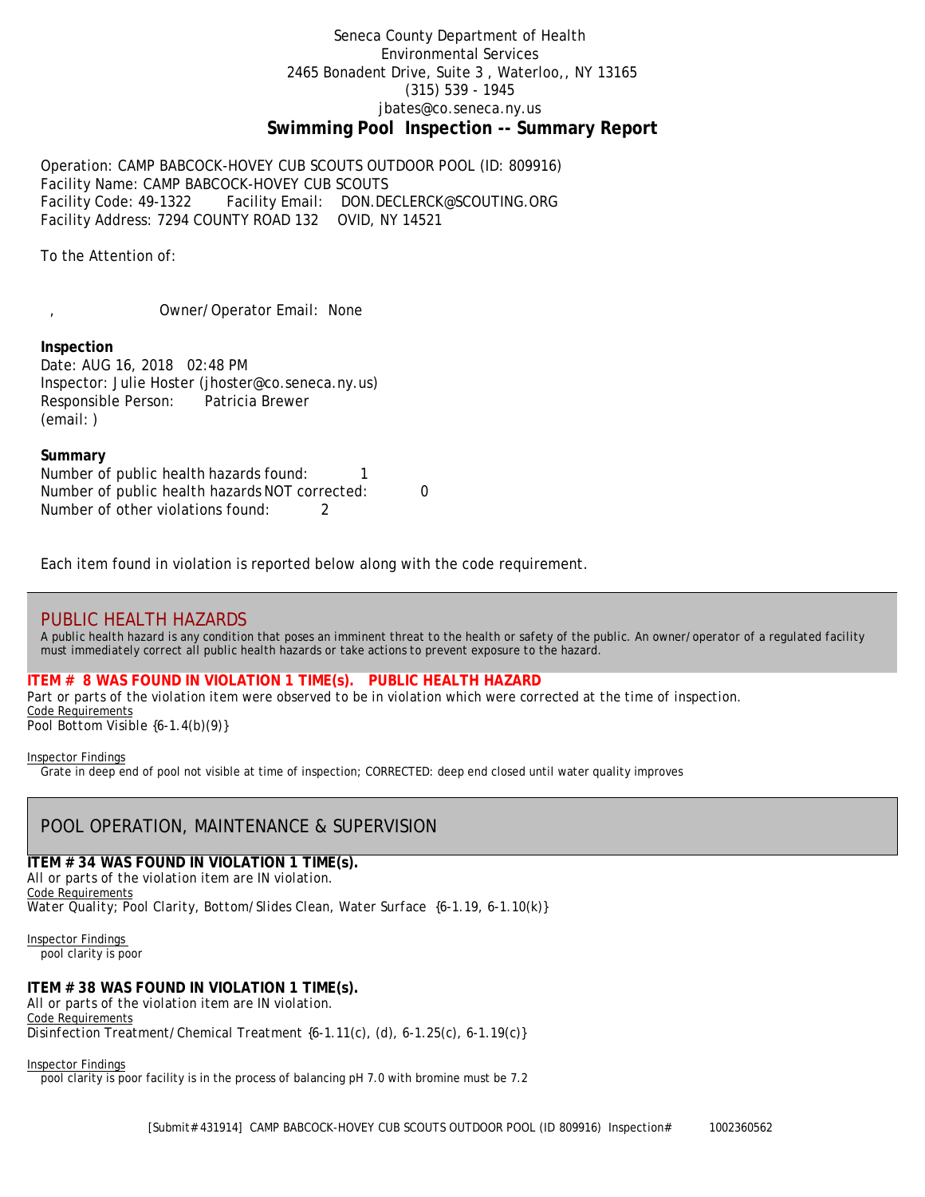Seneca County Department of Health
Environmental Services
2465 Bonadent Drive, Suite 3 , Waterloo,, NY 13165
(315) 539 - 1945
jbates@co.seneca.ny.us

# Swimming Pool Inspection -- Summary Report

Operation: CAMP BABCOCK-HOVEY CUB SCOUTS OUTDOOR POOL (ID: 809916)
Facility Name: CAMP BABCOCK-HOVEY CUB SCOUTS
Facility Code: 49-1322 Facility Email: DON.DECLERCK@SCOUTING.ORG
Facility Address: 7294 COUNTY ROAD 132 OVID, NY 14521

To the Attention of:

, Owner/Operator Email: None

**Inspection**
Date: AUG 16, 2018 02:48 PM
Inspector: Julie Hoster (jhoster@co.seneca.ny.us)
Responsible Person: Patricia Brewer
(email: )

**Summary**
Number of public health hazards found: 1
Number of public health hazards NOT corrected: 0
Number of other violations found: 2

Each item found in violation is reported below along with the code requirement.

## PUBLIC HEALTH HAZARDS

A public health hazard is any condition that poses an imminent threat to the health or safety of the public. An owner/operator of a regulated facility must immediately correct all public health hazards or take actions to prevent exposure to the hazard.

**ITEM # 8 WAS FOUND IN VIOLATION 1 TIME(s). PUBLIC HEALTH HAZARD**
Part or parts of the violation item were observed to be in violation which were corrected at the time of inspection.
Code Requirements
Pool Bottom Visible {6-1.4(b)(9)}

Inspector Findings
Grate in deep end of pool not visible at time of inspection; CORRECTED: deep end closed until water quality improves

## POOL OPERATION, MAINTENANCE & SUPERVISION

**ITEM # 34 WAS FOUND IN VIOLATION 1 TIME(s).**
All or parts of the violation item are IN violation.
Code Requirements
Water Quality; Pool Clarity, Bottom/Slides Clean, Water Surface {6-1.19, 6-1.10(k)}

Inspector Findings
pool clarity is poor

**ITEM # 38 WAS FOUND IN VIOLATION 1 TIME(s).**
All or parts of the violation item are IN violation.
Code Requirements
Disinfection Treatment/Chemical Treatment {6-1.11(c), (d), 6-1.25(c), 6-1.19(c)}

Inspector Findings
pool clarity is poor facility is in the process of balancing pH 7.0 with bromine must be 7.2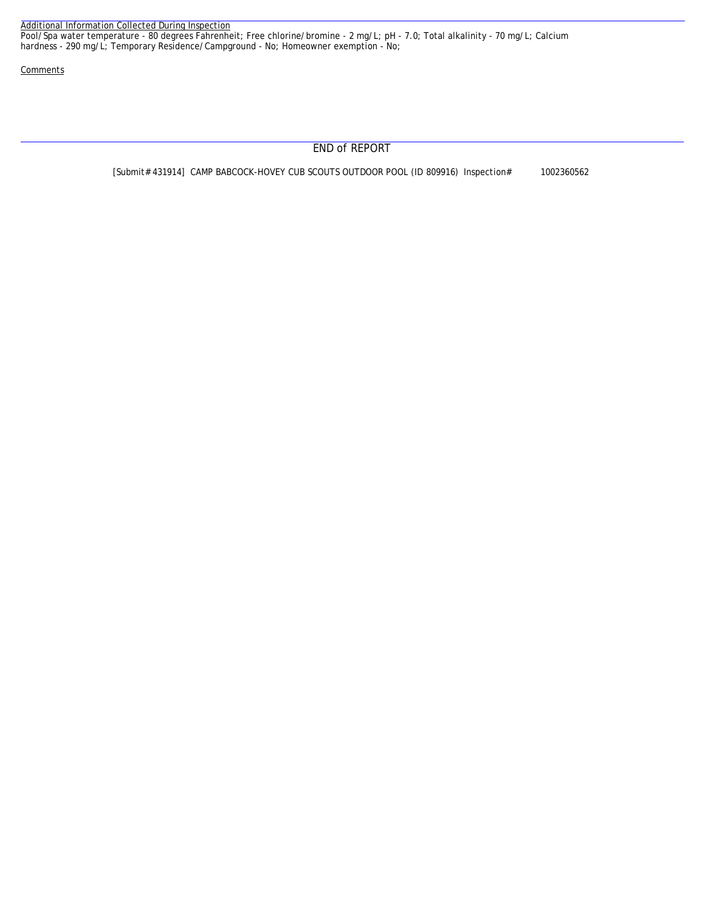Additional Information Collected During Inspection

Pool/Spa water temperature - 80 degrees Fahrenheit; Free chlorine/bromine - 2 mg/L; pH - 7.0; Total alkalinity - 70 mg/L; Calcium hardness - 290 mg/L; Temporary Residence/Campground - No; Homeowner exemption - No;

Comments

END of REPORT

[Submit# 431914] CAMP BABCOCK-HOVEY CUB SCOUTS OUTDOOR POOL (ID 809916) Inspection# 1002360562